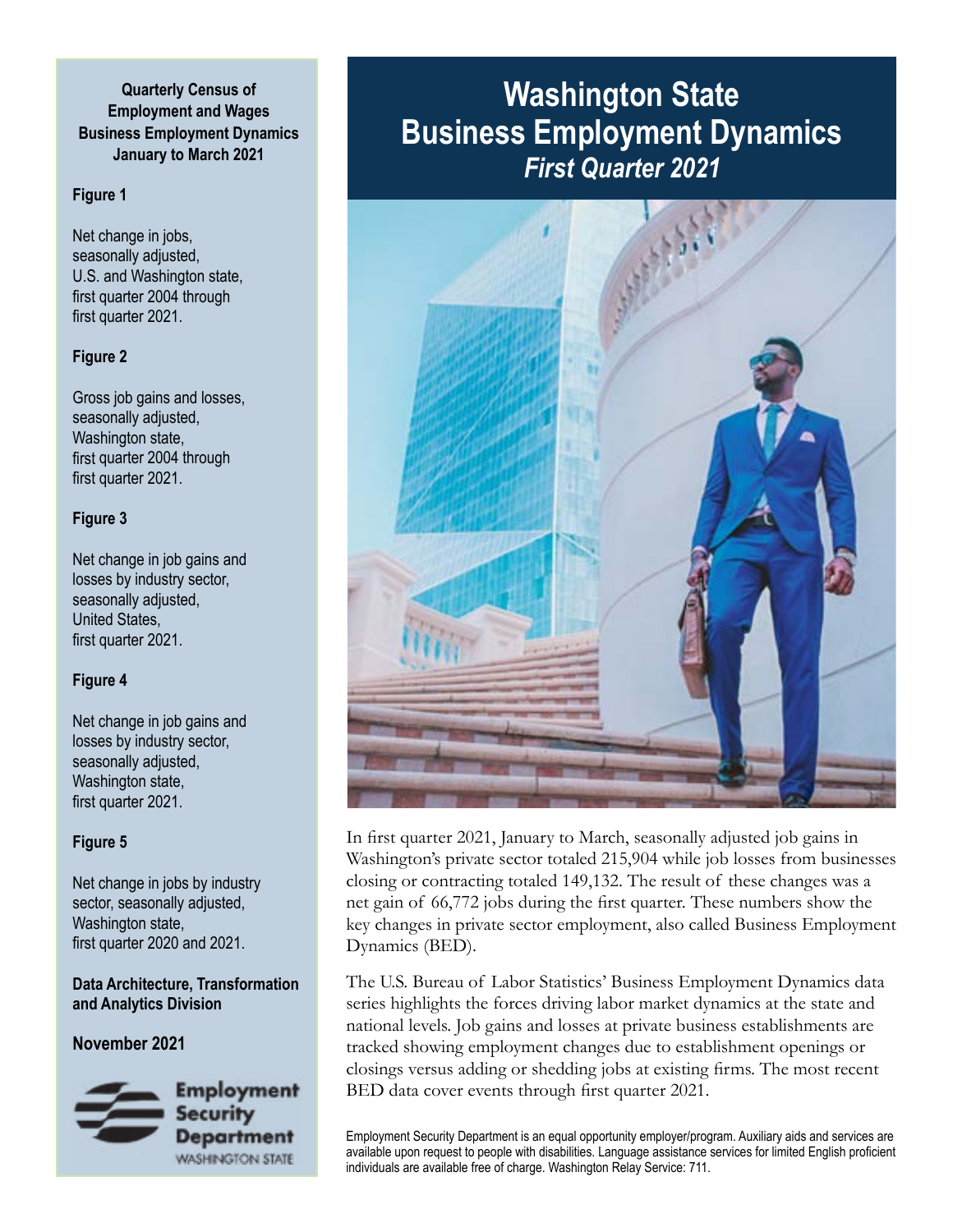# Washington State Business Employment Dynamics

## *First Quarter 2021*

**Quarterly Census of Employment and Wages Business Employment Dynamics January to March 2021**

**Figure 1**

Net change in jobs, seasonally adjusted, U.S. and Washington state, first quarter 2004 through first quarter 2021.

**Figure 2**

Gross job gains and losses, seasonally adjusted, Washington state, first quarter 2004 through first quarter 2021.

**Figure 3**

Net change in job gains and losses by industry sector, seasonally adjusted, United States, first quarter 2021.

**Figure 4**

Net change in job gains and losses by industry sector, seasonally adjusted, Washington state, first quarter 2021.

**Figure 5**

Net change in jobs by industry sector, seasonally adjusted, Washington state, first quarter 2020 and 2021.

**Data Architecture, Transformation and Analytics Division**

**November 2021**

Employment Security Department WASHINGTON STATE

In first quarter 2021, January to March, seasonally adjusted job gains in Washington's private sector totaled 215,904 while job losses from businesses closing or contracting totaled 149,132. The result of these changes was a net gain of 66,772 jobs during the first quarter. These numbers show the key changes in private sector employment, also called Business Employment Dynamics (BED).

The U.S. Bureau of Labor Statistics' Business Employment Dynamics data series highlights the forces driving labor market dynamics at the state and national levels. Job gains and losses at private business establishments are tracked showing employment changes due to establishment openings or closings versus adding or shedding jobs at existing firms. The most recent BED data cover events through first quarter 2021.

Employment Security Department is an equal opportunity employer/program. Auxiliary aids and services are available upon request to people with disabilities. Language assistance services for limited English proficient individuals are available free of charge. Washington Relay Service: 711.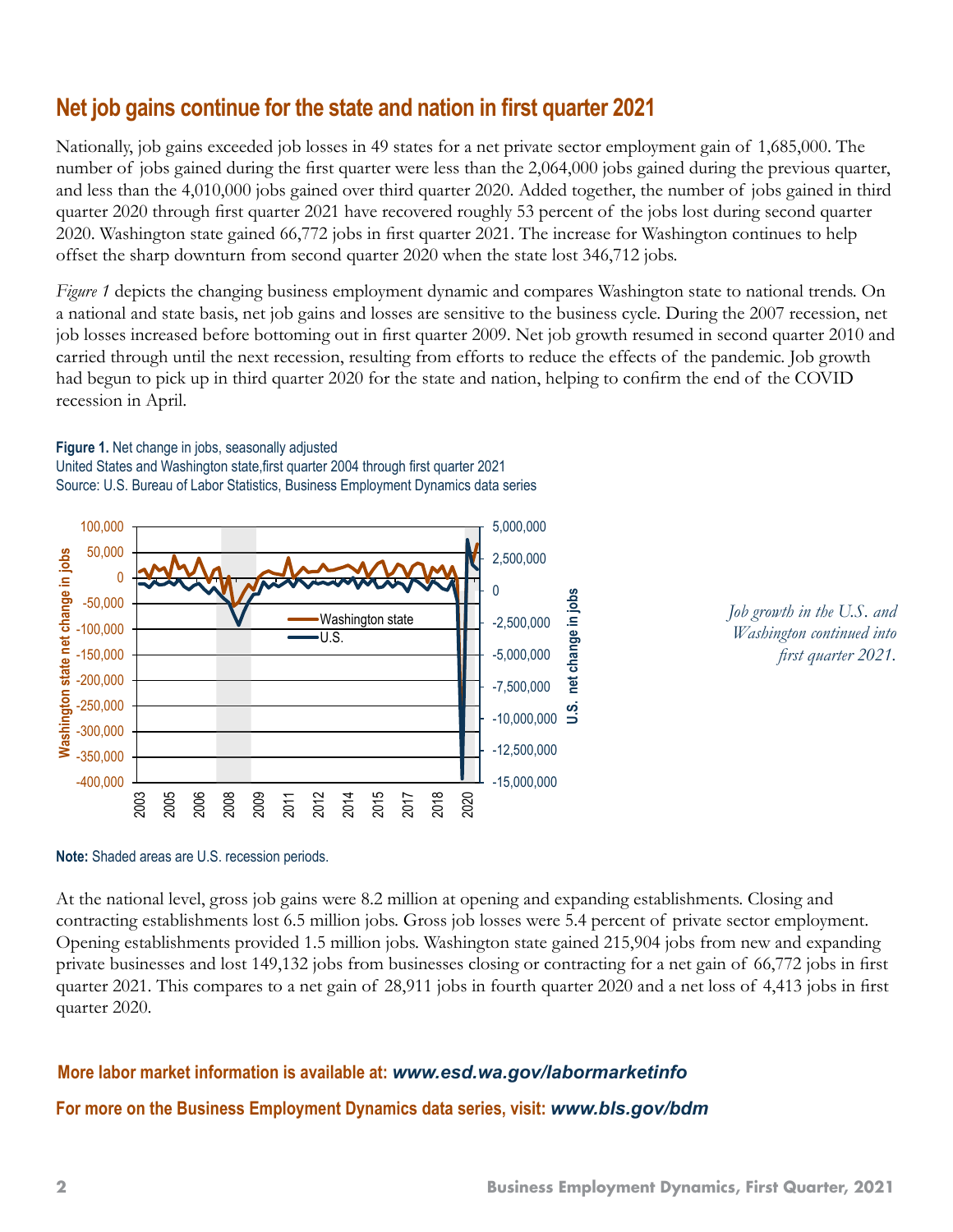## Net job gains continue for the state and nation in first quarter 2021

Nationally, job gains exceeded job losses in 49 states for a net private sector employment gain of 1,685,000. The number of jobs gained during the first quarter were less than the 2,064,000 jobs gained during the previous quarter, and less than the 4,010,000 jobs gained over third quarter 2020. Added together, the number of jobs gained in third quarter 2020 through first quarter 2021 have recovered roughly 53 percent of the jobs lost during second quarter 2020. Washington state gained 66,772 jobs in first quarter 2021. The increase for Washington continues to help offset the sharp downturn from second quarter 2020 when the state lost 346,712 jobs.

*Figure 1* depicts the changing business employment dynamic and compares Washington state to national trends. On a national and state basis, net job gains and losses are sensitive to the business cycle. During the 2007 recession, net job losses increased before bottoming out in first quarter 2009. Net job growth resumed in second quarter 2010 and carried through until the next recession, resulting from efforts to reduce the effects of the pandemic. Job growth had begun to pick up in third quarter 2020 for the state and nation, helping to confirm the end of the COVID recession in April.

**Figure 1.** Net change in jobs, seasonally adjusted
United States and Washington state,first quarter 2004 through first quarter 2021
Source: U.S. Bureau of Labor Statistics, Business Employment Dynamics data series

*Job growth in the U.S. and Washington continued into first quarter 2021.*

**Note:** Shaded areas are U.S. recession periods.

At the national level, gross job gains were 8.2 million at opening and expanding establishments. Closing and contracting establishments lost 6.5 million jobs. Gross job losses were 5.4 percent of private sector employment. Opening establishments provided 1.5 million jobs. Washington state gained 215,904 jobs from new and expanding private businesses and lost 149,132 jobs from businesses closing or contracting for a net gain of 66,772 jobs in first quarter 2021. This compares to a net gain of 28,911 jobs in fourth quarter 2020 and a net loss of 4,413 jobs in first quarter 2020.

**More labor market information is available at: *www.esd.wa.gov/labormarketinfo***

**For more on the Business Employment Dynamics data series, visit: *www.bls.gov/bdm***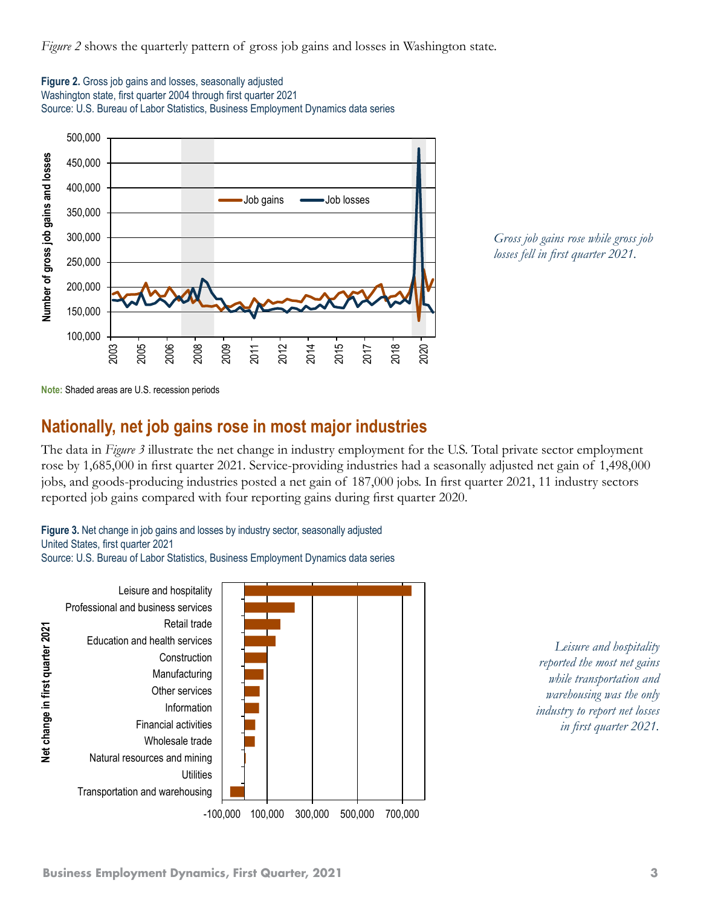*Figure 2* shows the quarterly pattern of gross job gains and losses in Washington state.

**Figure 2.** Gross job gains and losses, seasonally adjusted
Washington state, first quarter 2004 through first quarter 2021
Source: U.S. Bureau of Labor Statistics, Business Employment Dynamics data series

**Note:** Shaded areas are U.S. recession periods

*Gross job gains rose while gross job losses fell in first quarter 2021.*

## Nationally, net job gains rose in most major industries

The data in *Figure 3* illustrate the net change in industry employment for the U.S. Total private sector employment rose by 1,685,000 in first quarter 2021. Service-providing industries had a seasonally adjusted net gain of 1,498,000 jobs, and goods-producing industries posted a net gain of 187,000 jobs. In first quarter 2021, 11 industry sectors reported job gains compared with four reporting gains during first quarter 2020.

**Figure 3.** Net change in job gains and losses by industry sector, seasonally adjusted
United States, first quarter 2021
Source: U.S. Bureau of Labor Statistics, Business Employment Dynamics data series

*Leisure and hospitality reported the most net gains while transportation and warehousing was the only industry to report net losses in first quarter 2021.*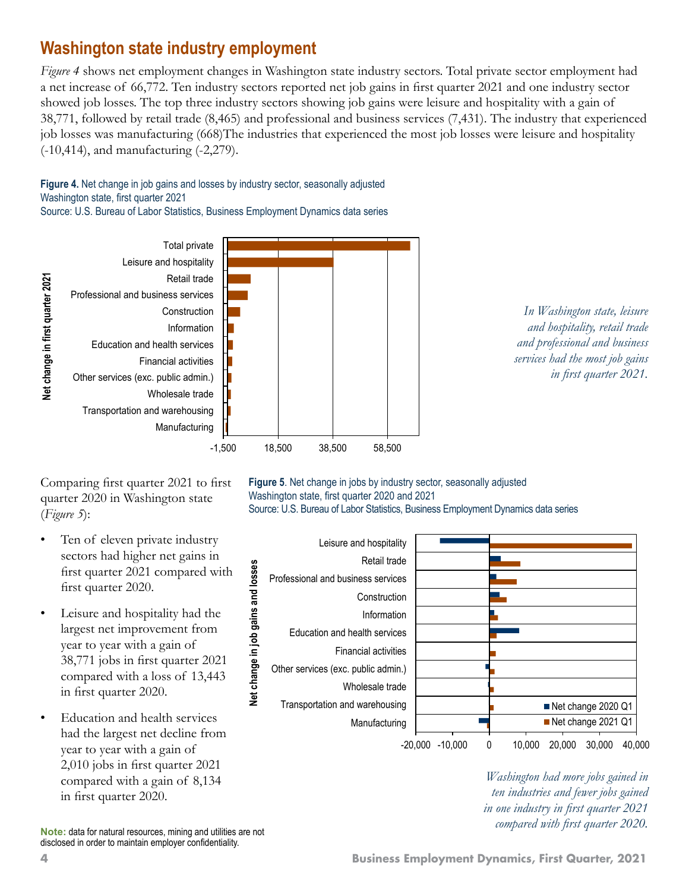## Washington state industry employment

*Figure 4* shows net employment changes in Washington state industry sectors. Total private sector employment had a net increase of 66,772. Ten industry sectors reported net job gains in first quarter 2021 and one industry sector showed job losses. The top three industry sectors showing job gains were leisure and hospitality with a gain of 38,771, followed by retail trade (8,465) and professional and business services (7,431). The industry that experienced job losses was manufacturing (668)The industries that experienced the most job losses were leisure and hospitality (-10,414), and manufacturing (-2,279).

**Figure 4.** Net change in job gains and losses by industry sector, seasonally adjusted
Washington state, first quarter 2021
Source: U.S. Bureau of Labor Statistics, Business Employment Dynamics data series

*In Washington state, leisure and hospitality, retail trade and professional and business services had the most job gains in first quarter 2021.*

Comparing first quarter 2021 to first quarter 2020 in Washington state (*Figure 5*):

- Ten of eleven private industry sectors had higher net gains in first quarter 2021 compared with first quarter 2020.
- Leisure and hospitality had the largest net improvement from year to year with a gain of 38,771 jobs in first quarter 2021 compared with a loss of 13,443 in first quarter 2020.
- Education and health services had the largest net decline from year to year with a gain of 2,010 jobs in first quarter 2021 compared with a gain of 8,134 in first quarter 2020.

**Figure 5**. Net change in jobs by industry sector, seasonally adjusted
Washington state, first quarter 2020 and 2021
Source: U.S. Bureau of Labor Statistics, Business Employment Dynamics data series

*Washington had more jobs gained in ten industries and fewer jobs gained in one industry in first quarter 2021 compared with first quarter 2020.*

**Note:** data for natural resources, mining and utilities are not disclosed in order to maintain employer confidentiality.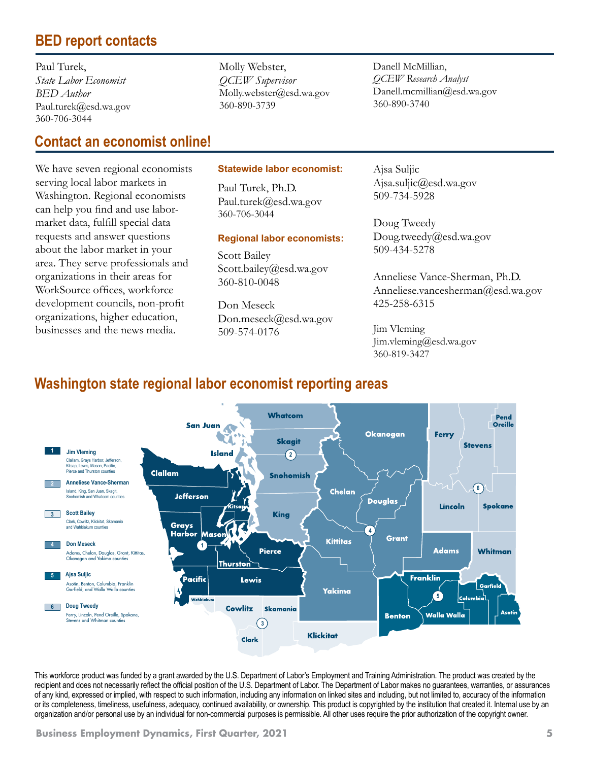## BED report contacts

Paul Turek,
*State Labor Economist*
*BED Author*
Paul.turek@esd.wa.gov
360-706-3044

Molly Webster,
*QCEW Supervisor*
Molly.webster@esd.wa.gov
360-890-3739

Danell McMillian,
*QCEW Research Analyst*
Danell.mcmillian@esd.wa.gov
360-890-3740

## Contact an economist online!

We have seven regional economists serving local labor markets in Washington. Regional economists can help you find and use labor-market data, fulfill special data requests and answer questions about the labor market in your area. They serve professionals and organizations in their areas for WorkSource offices, workforce development councils, non-profit organizations, higher education, businesses and the news media.

**Statewide labor economist:**

Paul Turek, Ph.D.
Paul.turek@esd.wa.gov
360-706-3044

**Regional labor economists:**

Scott Bailey
Scott.bailey@esd.wa.gov
360-810-0048

Don Meseck
Don.meseck@esd.wa.gov
509-574-0176

Ajsa Suljic
Ajsa.suljic@esd.wa.gov
509-734-5928

Doug Tweedy
Doug.tweedy@esd.wa.gov
509-434-5278

Anneliese Vance-Sherman, Ph.D.
Anneliese.vancesherman@esd.wa.gov
425-258-6315

Jim Vleming
Jim.vleming@esd.wa.gov
360-819-3427

## Washington state regional labor economist reporting areas

1 Jim Vleming
Clallam, Grays Harbor, Jefferson, Kitsap, Lewis, Mason, Pacific, Pierce and Thurston counties

2 Anneliese Vance-Sherman
Island, King, San Juan, Skagit, Snohomish and Whatcom counties

3 Scott Bailey
Clark, Cowlitz, Klickitat, Skamania and Wahkiakum counties

4 Don Meseck
Adams, Chelan, Douglas, Grant, Kittitas, Okanogan and Yakima counties

5 Ajsa Suljic
Asotin, Benton, Columbia, Franklin Garfield, and Walla Walla counties

6 Doug Tweedy
Ferry, Lincoln, Pend Oreille, Spokane, Stevens and Whitman counties

This workforce product was funded by a grant awarded by the U.S. Department of Labor's Employment and Training Administration. The product was created by the recipient and does not necessarily reflect the official position of the U.S. Department of Labor. The Department of Labor makes no guarantees, warranties, or assurances of any kind, expressed or implied, with respect to such information, including any information on linked sites and including, but not limited to, accuracy of the information or its completeness, timeliness, usefulness, adequacy, continued availability, or ownership. This product is copyrighted by the institution that created it. Internal use by an organization and/or personal use by an individual for non-commercial purposes is permissible. All other uses require the prior authorization of the copyright owner.